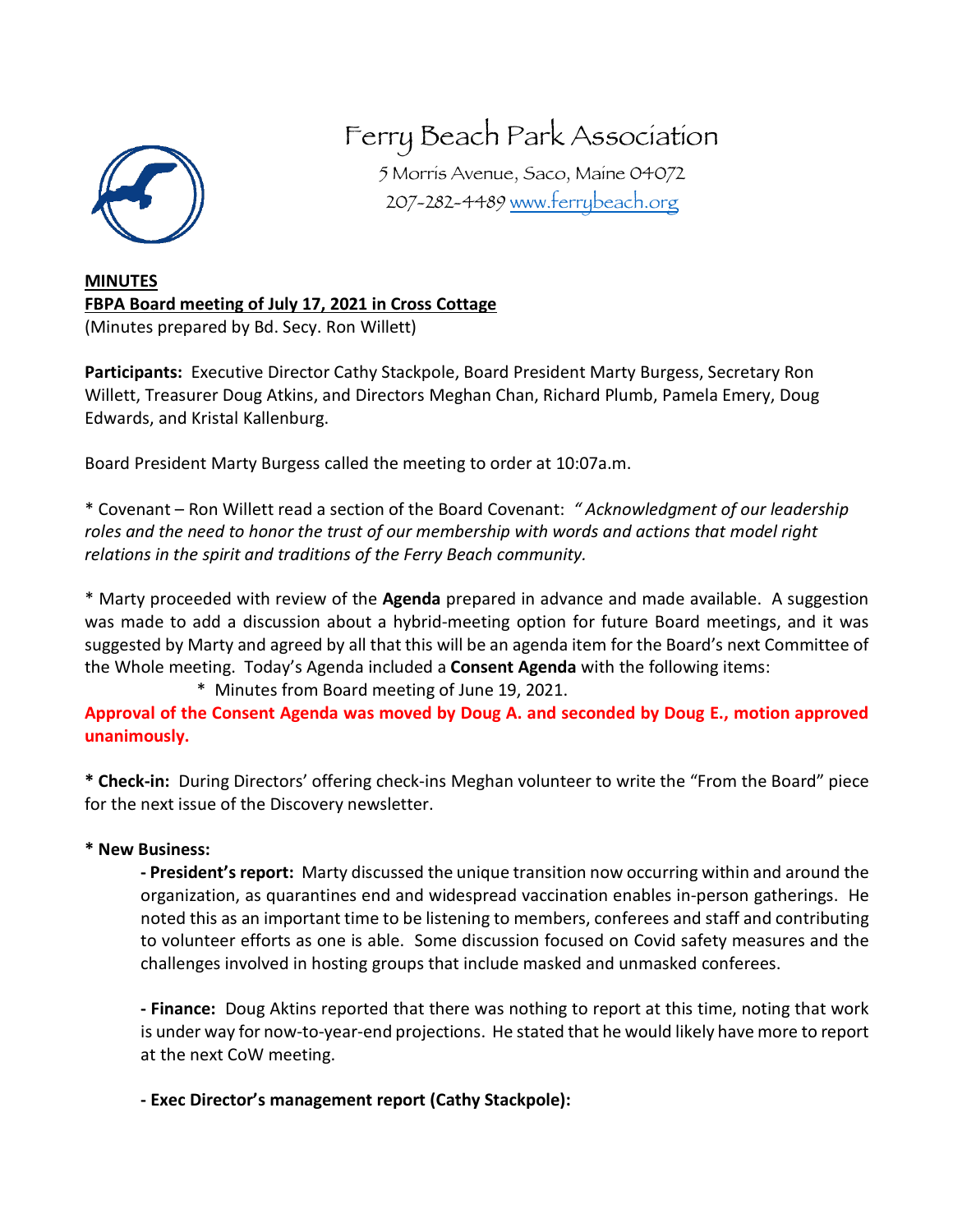# Ferry Beach Park Association

5 Morris Avenue, Saco, Maine 04072
207-282-4489 www.ferrybeach.org

**MINUTES**
**FBPA Board meeting of July 17, 2021 in Cross Cottage**
(Minutes prepared by Bd. Secy. Ron Willett)

**Participants:** Executive Director Cathy Stackpole, Board President Marty Burgess, Secretary Ron Willett, Treasurer Doug Atkins, and Directors Meghan Chan, Richard Plumb, Pamela Emery, Doug Edwards, and Kristal Kallenburg.

Board President Marty Burgess called the meeting to order at 10:07a.m.

* Covenant – Ron Willett read a section of the Board Covenant: *" Acknowledgment of our leadership roles and the need to honor the trust of our membership with words and actions that model right relations in the spirit and traditions of the Ferry Beach community.*

* Marty proceeded with review of the **Agenda** prepared in advance and made available. A suggestion was made to add a discussion about a hybrid-meeting option for future Board meetings, and it was suggested by Marty and agreed by all that this will be an agenda item for the Board's next Committee of the Whole meeting. Today's Agenda included a **Consent Agenda** with the following items:

  * Minutes from Board meeting of June 19, 2021.

**Approval of the Consent Agenda was moved by Doug A. and seconded by Doug E., motion approved unanimously.**

**\* Check-in:** During Directors' offering check-ins Meghan volunteer to write the "From the Board" piece for the next issue of the Discovery newsletter.

**\* New Business:**

**- President's report:** Marty discussed the unique transition now occurring within and around the organization, as quarantines end and widespread vaccination enables in-person gatherings. He noted this as an important time to be listening to members, conferees and staff and contributing to volunteer efforts as one is able. Some discussion focused on Covid safety measures and the challenges involved in hosting groups that include masked and unmasked conferees.

**- Finance:** Doug Aktins reported that there was nothing to report at this time, noting that work is under way for now-to-year-end projections. He stated that he would likely have more to report at the next CoW meeting.

**- Exec Director's management report (Cathy Stackpole):**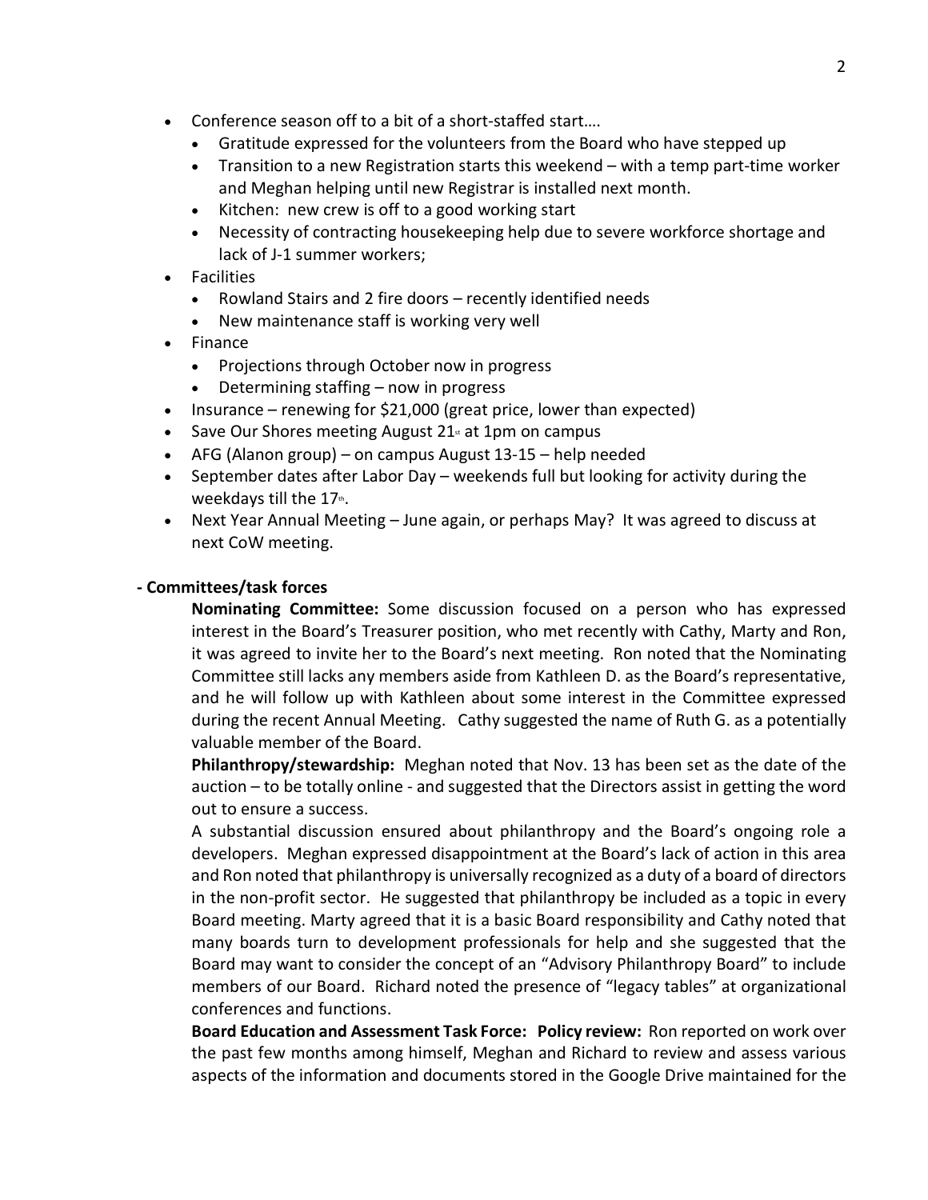- Conference season off to a bit of a short-staffed start….
  - Gratitude expressed for the volunteers from the Board who have stepped up
  - Transition to a new Registration starts this weekend – with a temp part-time worker and Meghan helping until new Registrar is installed next month.
  - Kitchen: new crew is off to a good working start
  - Necessity of contracting housekeeping help due to severe workforce shortage and lack of J-1 summer workers;
- Facilities
  - Rowland Stairs and 2 fire doors – recently identified needs
  - New maintenance staff is working very well
- Finance
  - Projections through October now in progress
  - Determining staffing – now in progress
- Insurance – renewing for $21,000 (great price, lower than expected)
- Save Our Shores meeting August 21st at 1pm on campus
- AFG (Alanon group) – on campus August 13-15 – help needed
- September dates after Labor Day – weekends full but looking for activity during the weekdays till the 17th.
- Next Year Annual Meeting – June again, or perhaps May? It was agreed to discuss at next CoW meeting.

**- Committees/task forces**

**Nominating Committee:** Some discussion focused on a person who has expressed interest in the Board's Treasurer position, who met recently with Cathy, Marty and Ron, it was agreed to invite her to the Board's next meeting. Ron noted that the Nominating Committee still lacks any members aside from Kathleen D. as the Board's representative, and he will follow up with Kathleen about some interest in the Committee expressed during the recent Annual Meeting. Cathy suggested the name of Ruth G. as a potentially valuable member of the Board.

**Philanthropy/stewardship:** Meghan noted that Nov. 13 has been set as the date of the auction – to be totally online - and suggested that the Directors assist in getting the word out to ensure a success.

A substantial discussion ensured about philanthropy and the Board's ongoing role a developers. Meghan expressed disappointment at the Board's lack of action in this area and Ron noted that philanthropy is universally recognized as a duty of a board of directors in the non-profit sector. He suggested that philanthropy be included as a topic in every Board meeting. Marty agreed that it is a basic Board responsibility and Cathy noted that many boards turn to development professionals for help and she suggested that the Board may want to consider the concept of an "Advisory Philanthropy Board" to include members of our Board. Richard noted the presence of "legacy tables" at organizational conferences and functions.

**Board Education and Assessment Task Force: Policy review:** Ron reported on work over the past few months among himself, Meghan and Richard to review and assess various aspects of the information and documents stored in the Google Drive maintained for the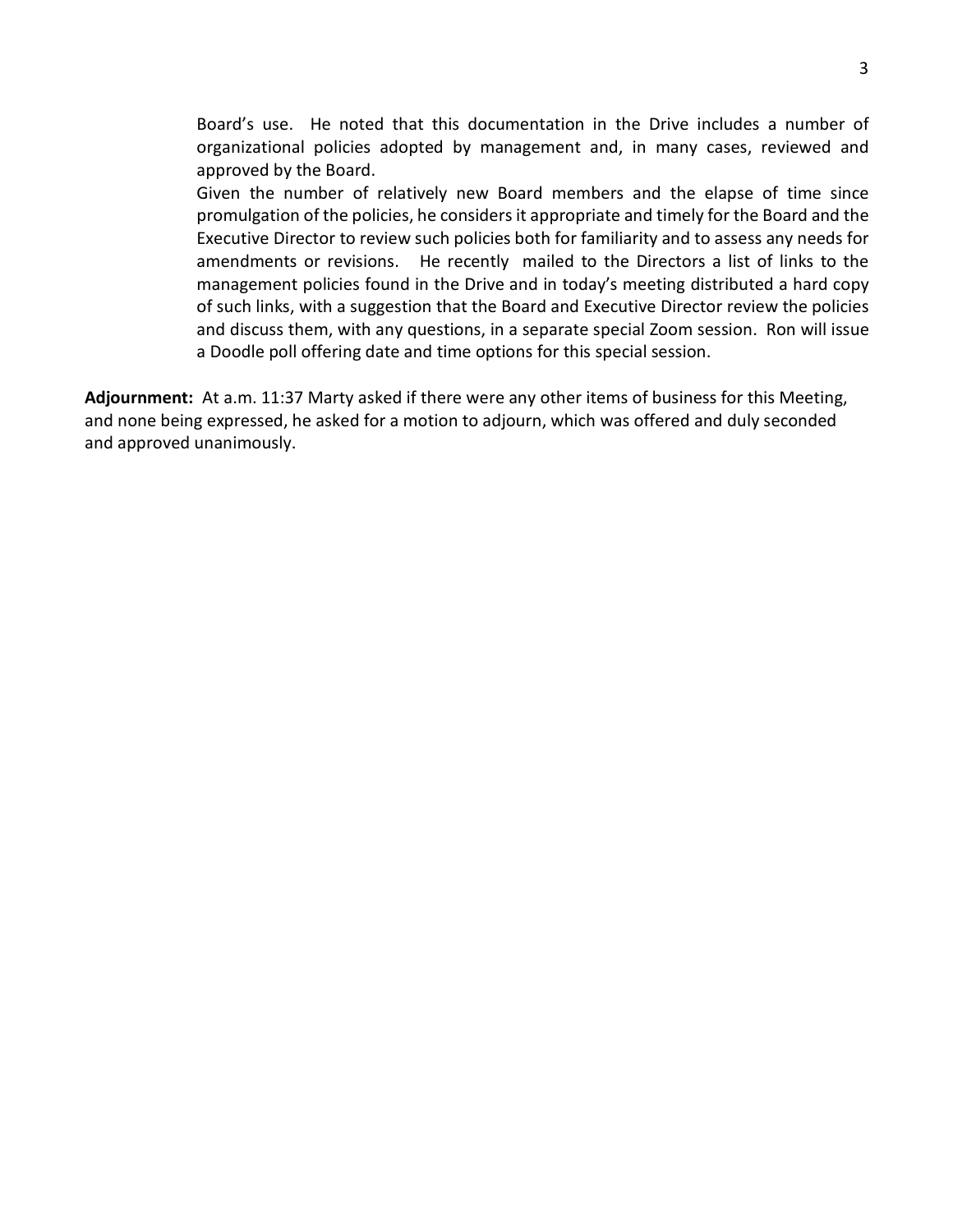Board's use. He noted that this documentation in the Drive includes a number of organizational policies adopted by management and, in many cases, reviewed and approved by the Board.

Given the number of relatively new Board members and the elapse of time since promulgation of the policies, he considers it appropriate and timely for the Board and the Executive Director to review such policies both for familiarity and to assess any needs for amendments or revisions. He recently mailed to the Directors a list of links to the management policies found in the Drive and in today's meeting distributed a hard copy of such links, with a suggestion that the Board and Executive Director review the policies and discuss them, with any questions, in a separate special Zoom session. Ron will issue a Doodle poll offering date and time options for this special session.

**Adjournment:** At a.m. 11:37 Marty asked if there were any other items of business for this Meeting, and none being expressed, he asked for a motion to adjourn, which was offered and duly seconded and approved unanimously.